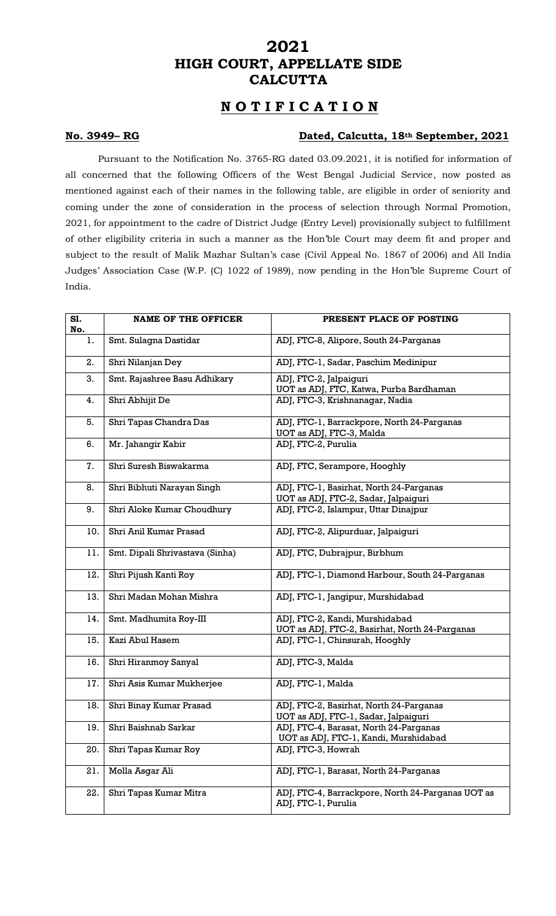# 2021
# HIGH COURT, APPELLATE SIDE
# CALCUTTA

## N O T I F I C A T I O N

**No. 3949– RG** **Dated, Calcutta, 18th September, 2021**

Pursuant to the Notification No. 3765-RG dated 03.09.2021, it is notified for information of all concerned that the following Officers of the West Bengal Judicial Service, now posted as mentioned against each of their names in the following table, are eligible in order of seniority and coming under the zone of consideration in the process of selection through Normal Promotion, 2021, for appointment to the cadre of District Judge (Entry Level) provisionally subject to fulfillment of other eligibility criteria in such a manner as the Hon'ble Court may deem fit and proper and subject to the result of Malik Mazhar Sultan's case (Civil Appeal No. 1867 of 2006) and All India Judges' Association Case (W.P. (C) 1022 of 1989), now pending in the Hon'ble Supreme Court of India.

| Sl. No. | NAME OF THE OFFICER | PRESENT PLACE OF POSTING |
|---|---|---|
| 1. | Smt. Sulagna Dastidar | ADJ, FTC-8, Alipore, South 24-Parganas |
| 2. | Shri Nilanjan Dey | ADJ, FTC-1, Sadar, Paschim Medinipur |
| 3. | Smt. Rajashree Basu Adhikary | ADJ, FTC-2, Jalpaiguri UOT as ADJ, FTC, Katwa, Purba Bardhaman |
| 4. | Shri Abhijit De | ADJ, FTC-3, Krishnanagar, Nadia |
| 5. | Shri Tapas Chandra Das | ADJ, FTC-1, Barrackpore, North 24-Parganas UOT as ADJ, FTC-3, Malda |
| 6. | Mr. Jahangir Kabir | ADJ, FTC-2, Purulia |
| 7. | Shri Suresh Biswakarma | ADJ, FTC, Serampore, Hooghly |
| 8. | Shri Bibhuti Narayan Singh | ADJ, FTC-1, Basirhat, North 24-Parganas UOT as ADJ, FTC-2, Sadar, Jalpaiguri |
| 9. | Shri Aloke Kumar Choudhury | ADJ, FTC-2, Islampur, Uttar Dinajpur |
| 10. | Shri Anil Kumar Prasad | ADJ, FTC-2, Alipurduar, Jalpaiguri |
| 11. | Smt. Dipali Shrivastava (Sinha) | ADJ, FTC, Dubrajpur, Birbhum |
| 12. | Shri Pijush Kanti Roy | ADJ, FTC-1, Diamond Harbour, South 24-Parganas |
| 13. | Shri Madan Mohan Mishra | ADJ, FTC-1, Jangipur, Murshidabad |
| 14. | Smt. Madhumita Roy-III | ADJ, FTC-2, Kandi, Murshidabad UOT as ADJ, FTC-2, Basirhat, North 24-Parganas |
| 15. | Kazi Abul Hasem | ADJ, FTC-1, Chinsurah, Hooghly |
| 16. | Shri Hiranmoy Sanyal | ADJ, FTC-3, Malda |
| 17. | Shri Asis Kumar Mukherjee | ADJ, FTC-1, Malda |
| 18. | Shri Binay Kumar Prasad | ADJ, FTC-2, Basirhat, North 24-Parganas UOT as ADJ, FTC-1, Sadar, Jalpaiguri |
| 19. | Shri Baishnab Sarkar | ADJ, FTC-4, Barasat, North 24-Parganas UOT as ADJ, FTC-1, Kandi, Murshidabad |
| 20. | Shri Tapas Kumar Roy | ADJ, FTC-3, Howrah |
| 21. | Molla Asgar Ali | ADJ, FTC-1, Barasat, North 24-Parganas |
| 22. | Shri Tapas Kumar Mitra | ADJ, FTC-4, Barrackpore, North 24-Parganas UOT as ADJ, FTC-1, Purulia |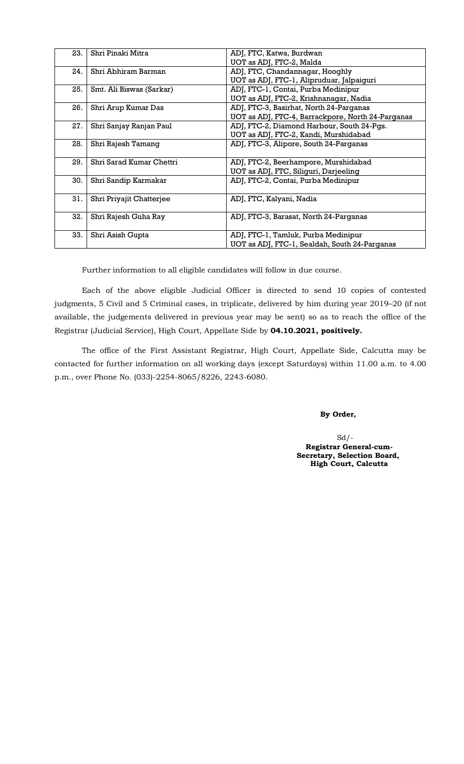| 23. | Shri Pinaki Mitra | ADJ, FTC, Katwa, Burdwan<br>UOT as ADJ, FTC-2, Malda |
|---|---|---|
| 24. | Shri Abhiram Barman | ADJ, FTC, Chandannagar, Hooghly<br>UOT as ADJ, FTC-1, Alipruduar, Jalpaiguri |
| 25. | Smt. Ali Biswas (Sarkar) | ADJ, FTC-1, Contai, Purba Medinipur<br>UOT as ADJ, FTC-2, Krishnanagar, Nadia |
| 26. | Shri Arup Kumar Das | ADJ, FTC-3, Basirhat, North 24-Parganas<br>UOT as ADJ, FTC-4, Barrackpore, North 24-Parganas |
| 27. | Shri Sanjay Ranjan Paul | ADJ, FTC-2, Diamond Harbour, South 24-Pgs.<br>UOT as ADJ, FTC-2, Kandi, Murshidabad |
| 28. | Shri Rajesh Tamang | ADJ, FTC-3, Alipore, South 24-Parganas |
| 29. | Shri Sarad Kumar Chettri | ADJ, FTC-2, Beerhampore, Murshidabad<br>UOT as ADJ, FTC, Siliguri, Darjeeling |
| 30. | Shri Sandip Karmakar | ADJ, FTC-2, Contai, Purba Medinipur |
| 31. | Shri Priyajit Chatterjee | ADJ, FTC, Kalyani, Nadia |
| 32. | Shri Rajesh Guha Ray | ADJ, FTC-3, Barasat, North 24-Parganas |
| 33. | Shri Asish Gupta | ADJ, FTC-1, Tamluk, Purba Medinipur<br>UOT as ADJ, FTC-1, Sealdah, South 24-Parganas |

Further information to all eligible candidates will follow in due course.

Each of the above eligible Judicial Officer is directed to send 10 copies of contested judgments, 5 Civil and 5 Criminal cases, in triplicate, delivered by him during year 2019–20 (if not available, the judgements delivered in previous year may be sent) so as to reach the office of the Registrar (Judicial Service), High Court, Appellate Side by **04.10.2021, positively.**

The office of the First Assistant Registrar, High Court, Appellate Side, Calcutta may be contacted for further information on all working days (except Saturdays) within 11.00 a.m. to 4.00 p.m., over Phone No. (033)-2254-8065/8226, 2243-6080.

**By Order,**

Sd/-
**Registrar General-cum-Secretary, Selection Board, High Court, Calcutta**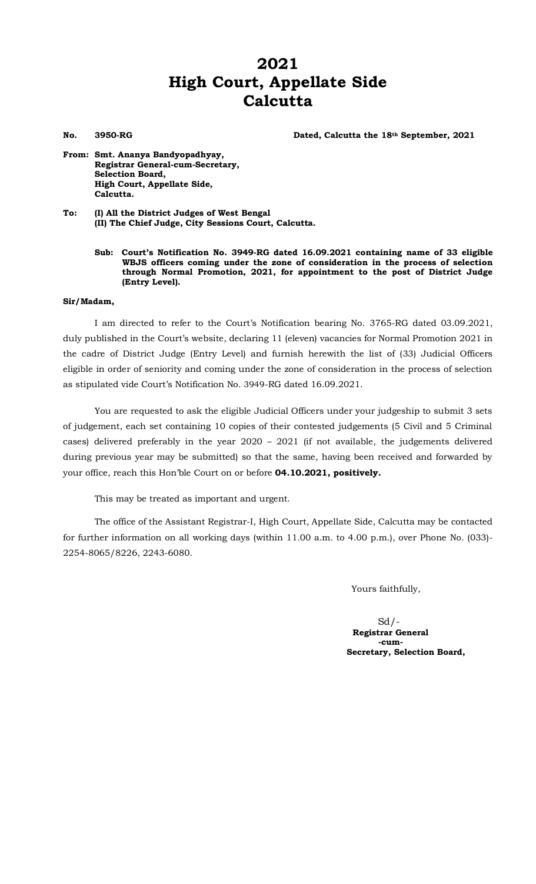# 2021
# High Court, Appellate Side
# Calcutta

**No. 3950-RG** **Dated, Calcutta the 18th September, 2021**

**From: Smt. Ananya Bandyopadhyay,**
**Registrar General-cum-Secretary,**
**Selection Board,**
**High Court, Appellate Side,**
**Calcutta.**

**To: (I) All the District Judges of West Bengal**
**(II) The Chief Judge, City Sessions Court, Calcutta.**

**Sub: Court's Notification No. 3949-RG dated 16.09.2021 containing name of 33 eligible WBJS officers coming under the zone of consideration in the process of selection through Normal Promotion, 2021, for appointment to the post of District Judge (Entry Level).**

**Sir/Madam,**

I am directed to refer to the Court's Notification bearing No. 3765-RG dated 03.09.2021, duly published in the Court's website, declaring 11 (eleven) vacancies for Normal Promotion 2021 in the cadre of District Judge (Entry Level) and furnish herewith the list of (33) Judicial Officers eligible in order of seniority and coming under the zone of consideration in the process of selection as stipulated vide Court's Notification No. 3949-RG dated 16.09.2021.

You are requested to ask the eligible Judicial Officers under your judgeship to submit 3 sets of judgement, each set containing 10 copies of their contested judgements (5 Civil and 5 Criminal cases) delivered preferably in the year 2020 – 2021 (if not available, the judgements delivered during previous year may be submitted) so that the same, having been received and forwarded by your office, reach this Hon'ble Court on or before **04.10.2021, positively.**

This may be treated as important and urgent.

The office of the Assistant Registrar-I, High Court, Appellate Side, Calcutta may be contacted for further information on all working days (within 11.00 a.m. to 4.00 p.m.), over Phone No. (033)-2254-8065/8226, 2243-6080.

Yours faithfully,

Sd/-
**Registrar General**
**-cum-**
**Secretary, Selection Board,**